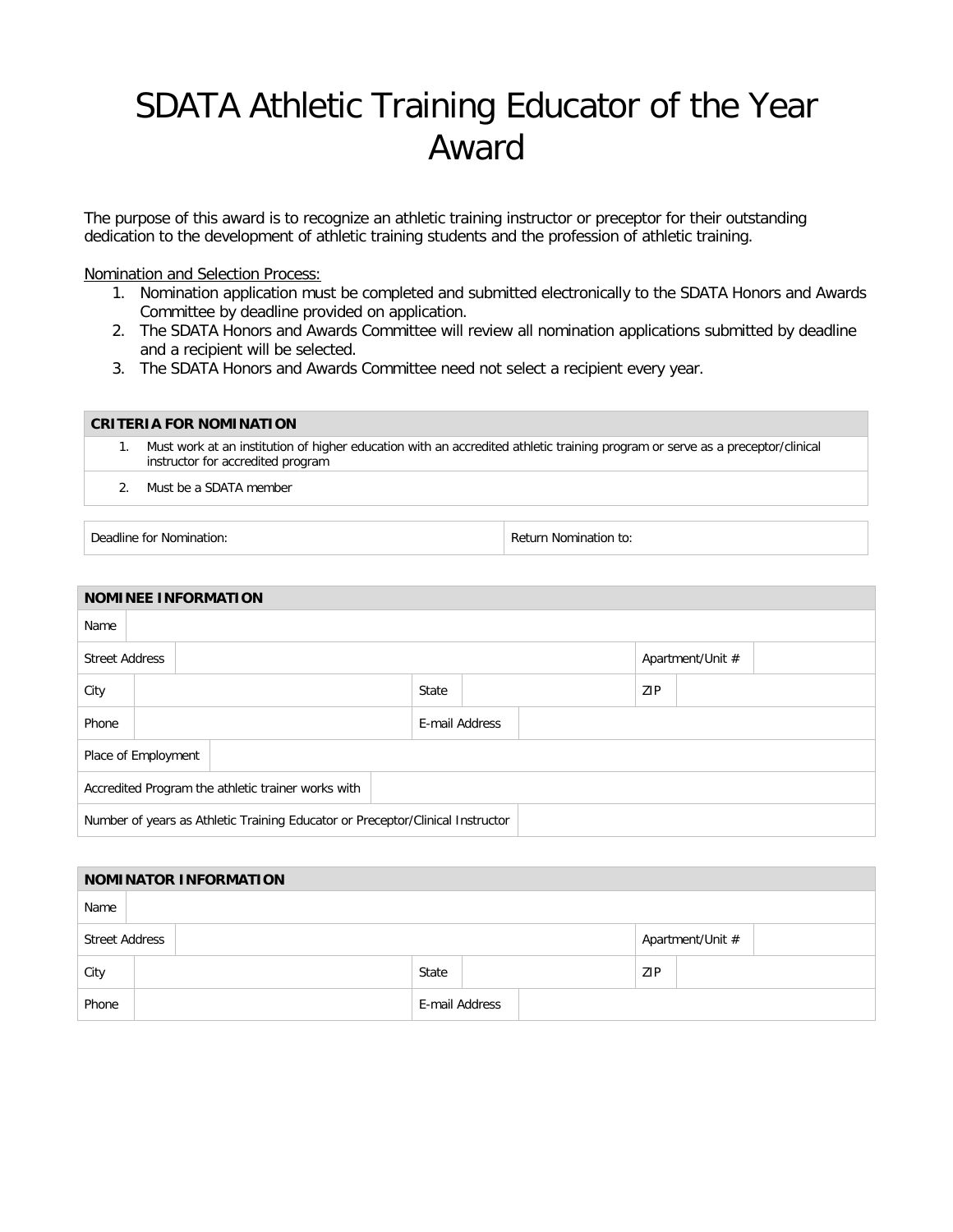# SDATA Athletic Training Educator of the Year Award

The purpose of this award is to recognize an athletic training instructor or preceptor for their outstanding dedication to the development of athletic training students and the profession of athletic training.

Nomination and Selection Process:

1. Nomination application must be completed and submitted electronically to the SDATA Honors and Awards Committee by deadline provided on application.
2. The SDATA Honors and Awards Committee will review all nomination applications submitted by deadline and a recipient will be selected.
3. The SDATA Honors and Awards Committee need not select a recipient every year.

| CRITERIA FOR NOMINATION |
| --- |
| 1. Must work at an institution of higher education with an accredited athletic training program or serve as a preceptor/clinical instructor for accredited program |
| 2. Must be a SDATA member |

| Deadline for Nomination: | Return Nomination to: |
| --- | --- |

| NOMINEE INFORMATION | | | | | |
| --- | --- | --- | --- | --- | --- |
| Name | | | | | |
| Street Address | | | | Apartment/Unit # | |
| City | | State | | ZIP | |
| Phone | | E-mail Address | | | |
| Place of Employment | | | | | |
| Accredited Program the athletic trainer works with | | | | | |
| Number of years as Athletic Training Educator or Preceptor/Clinical Instructor | | | | | |

| NOMINATOR INFORMATION | | | | | |
| --- | --- | --- | --- | --- | --- |
| Name | | | | | |
| Street Address | | | | Apartment/Unit # | |
| City | | State | | ZIP | |
| Phone | | E-mail Address | | | |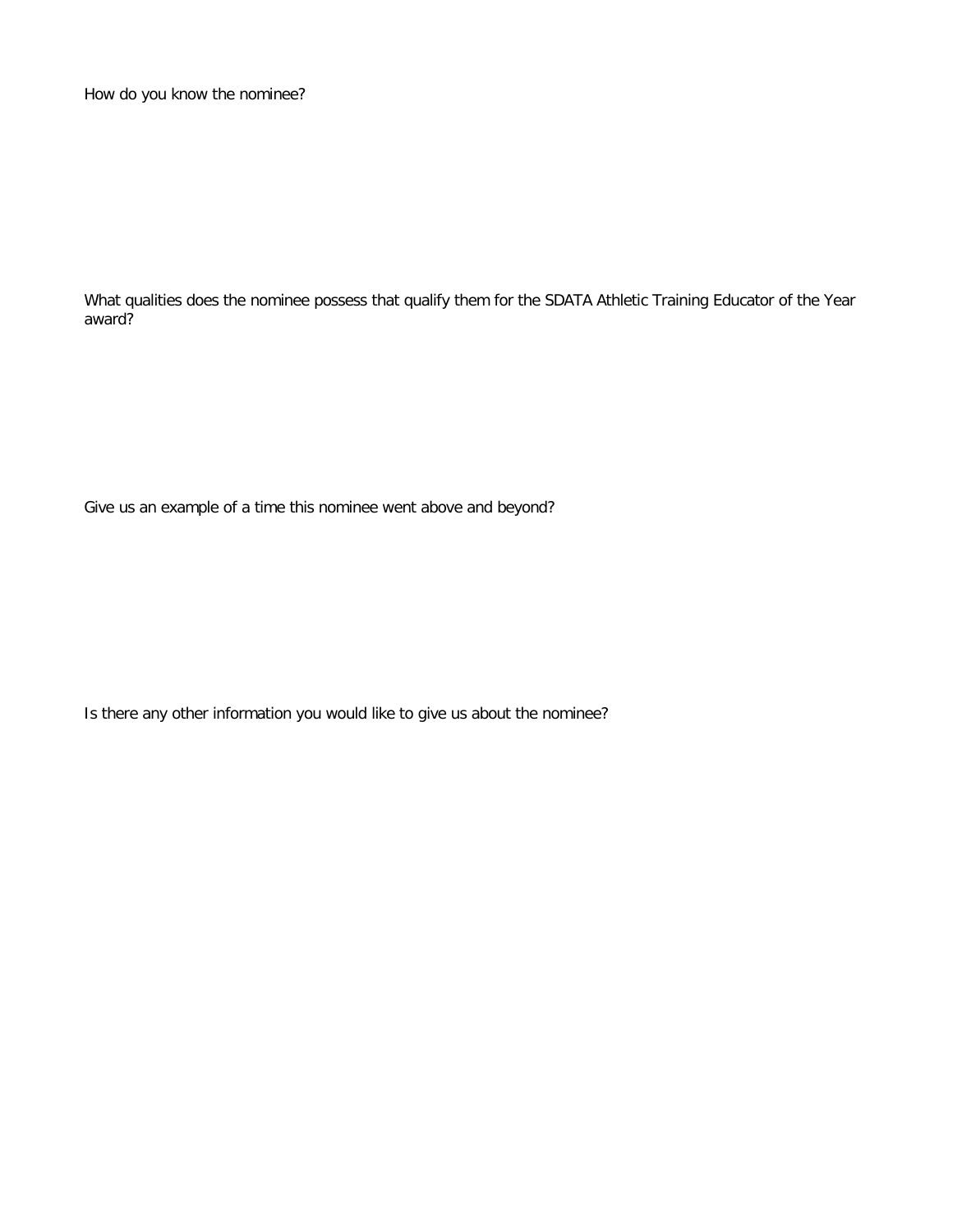How do you know the nominee?

What qualities does the nominee possess that qualify them for the SDATA Athletic Training Educator of the Year award?

Give us an example of a time this nominee went above and beyond?

Is there any other information you would like to give us about the nominee?